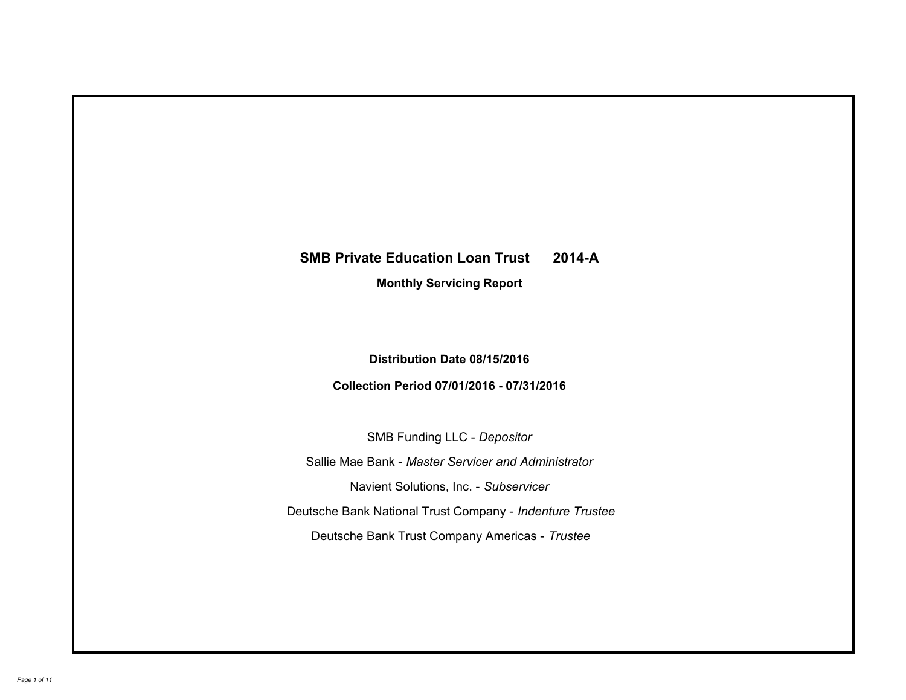# SMB Private Education Loan Trust 2014-A

## Monthly Servicing Report

**Distribution Date 08/15/2016**

**Collection Period 07/01/2016 - 07/31/2016**

SMB Funding LLC - *Depositor*

Sallie Mae Bank - *Master Servicer and Administrator*

Navient Solutions, Inc. - *Subservicer*

Deutsche Bank National Trust Company - *Indenture Trustee*

Deutsche Bank Trust Company Americas - *Trustee*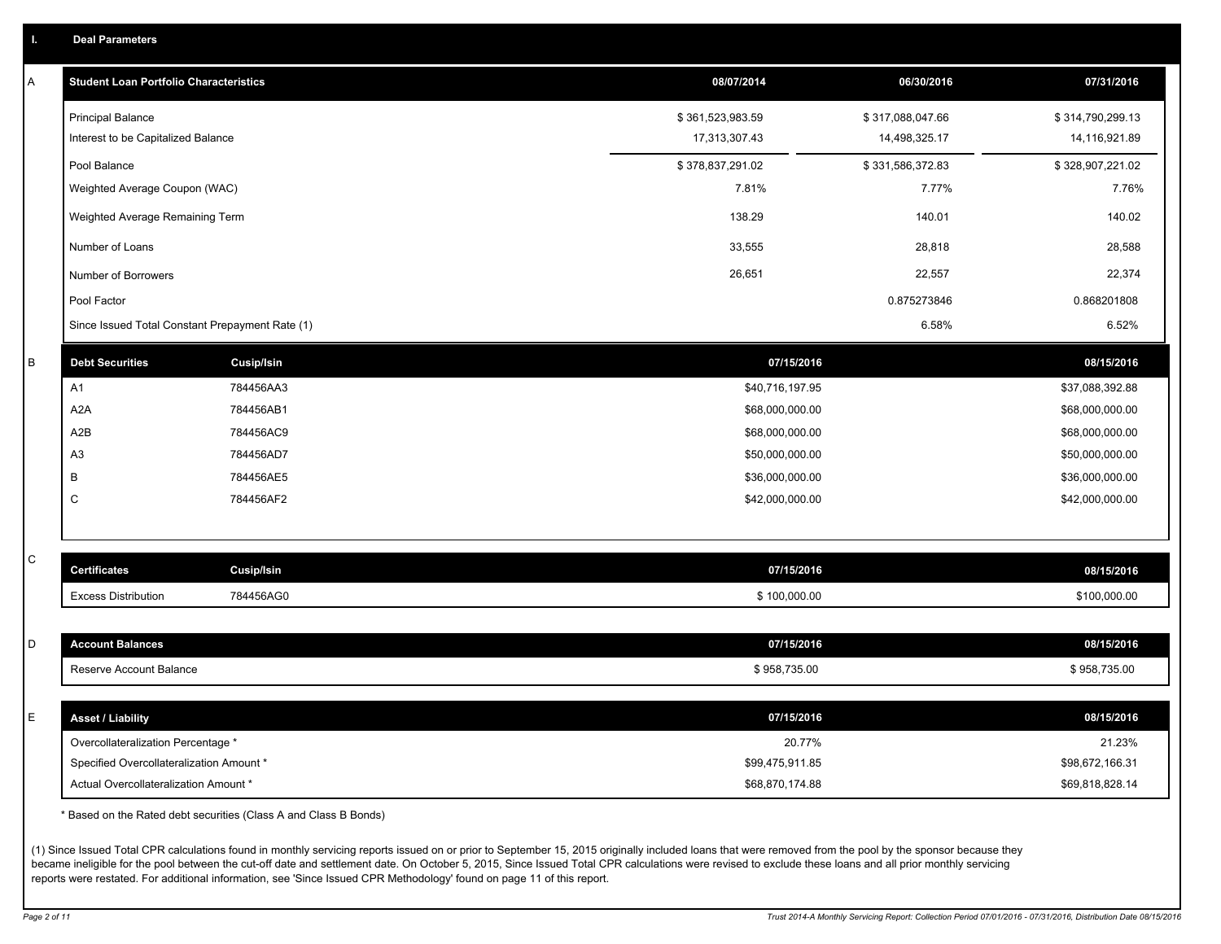# I. Deal Parameters

## A

| Student Loan Portfolio Characteristics | 08/07/2014 | 06/30/2016 | 07/31/2016 |
|---|---|---|---|
| Principal Balance | $ 361,523,983.59 | $ 317,088,047.66 | $ 314,790,299.13 |
| Interest to be Capitalized Balance | 17,313,307.43 | 14,498,325.17 | 14,116,921.89 |
| Pool Balance | $ 378,837,291.02 | $ 331,586,372.83 | $ 328,907,221.02 |
| Weighted Average Coupon (WAC) | 7.81% | 7.77% | 7.76% |
| Weighted Average Remaining Term | 138.29 | 140.01 | 140.02 |
| Number of Loans | 33,555 | 28,818 | 28,588 |
| Number of Borrowers | 26,651 | 22,557 | 22,374 |
| Pool Factor | | 0.875273846 | 0.868201808 |
| Since Issued Total Constant Prepayment Rate (1) | | 6.58% | 6.52% |

## B

| Debt Securities | Cusip/Isin | 07/15/2016 | 08/15/2016 |
|---|---|---|---|
| A1 | 784456AA3 | $40,716,197.95 | $37,088,392.88 |
| A2A | 784456AB1 | $68,000,000.00 | $68,000,000.00 |
| A2B | 784456AC9 | $68,000,000.00 | $68,000,000.00 |
| A3 | 784456AD7 | $50,000,000.00 | $50,000,000.00 |
| B | 784456AE5 | $36,000,000.00 | $36,000,000.00 |
| C | 784456AF2 | $42,000,000.00 | $42,000,000.00 |

## C

| Certificates | Cusip/Isin | 07/15/2016 | 08/15/2016 |
|---|---|---|---|
| Excess Distribution | 784456AG0 | $ 100,000.00 | $100,000.00 |

## D

| Account Balances | 07/15/2016 | 08/15/2016 |
|---|---|---|
| Reserve Account Balance | $ 958,735.00 | $ 958,735.00 |

## E

| Asset / Liability | 07/15/2016 | 08/15/2016 |
|---|---|---|
| Overcollateralization Percentage * | 20.77% | 21.23% |
| Specified Overcollateralization Amount * | $99,475,911.85 | $98,672,166.31 |
| Actual Overcollateralization Amount * | $68,870,174.88 | $69,818,828.14 |

* Based on the Rated debt securities (Class A and Class B Bonds)

(1) Since Issued Total CPR calculations found in monthly servicing reports issued on or prior to September 15, 2015 originally included loans that were removed from the pool by the sponsor because they became ineligible for the pool between the cut-off date and settlement date. On October 5, 2015, Since Issued Total CPR calculations were revised to exclude these loans and all prior monthly servicing reports were restated. For additional information, see 'Since Issued CPR Methodology' found on page 11 of this report.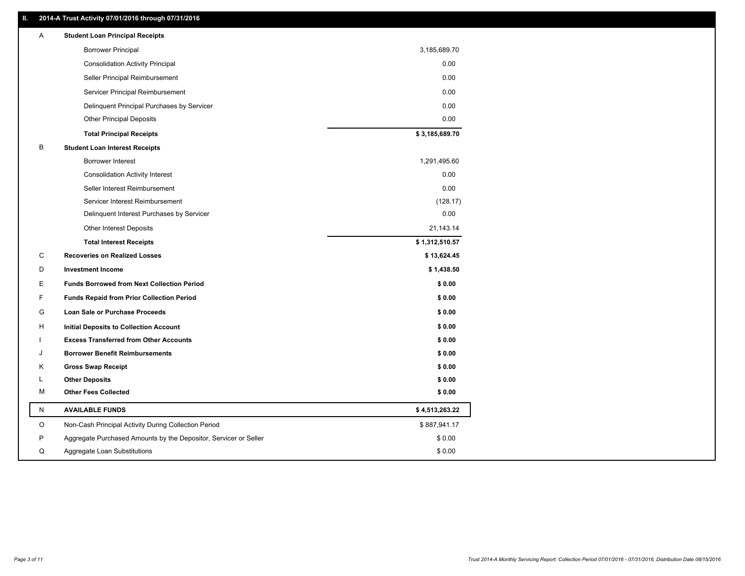## II. 2014-A Trust Activity 07/01/2016 through 07/31/2016

| | | |
|---|---|---|
| A | **Student Loan Principal Receipts** | |
| | Borrower Principal | 3,185,689.70 |
| | Consolidation Activity Principal | 0.00 |
| | Seller Principal Reimbursement | 0.00 |
| | Servicer Principal Reimbursement | 0.00 |
| | Delinquent Principal Purchases by Servicer | 0.00 |
| | Other Principal Deposits | 0.00 |
| | **Total Principal Receipts** | **$ 3,185,689.70** |
| B | **Student Loan Interest Receipts** | |
| | Borrower Interest | 1,291,495.60 |
| | Consolidation Activity Interest | 0.00 |
| | Seller Interest Reimbursement | 0.00 |
| | Servicer Interest Reimbursement | (128.17) |
| | Delinquent Interest Purchases by Servicer | 0.00 |
| | Other Interest Deposits | 21,143.14 |
| | **Total Interest Receipts** | **$ 1,312,510.57** |
| C | **Recoveries on Realized Losses** | **$ 13,624.45** |
| D | **Investment Income** | **$ 1,438.50** |
| E | **Funds Borrowed from Next Collection Period** | **$ 0.00** |
| F | **Funds Repaid from Prior Collection Period** | **$ 0.00** |
| G | **Loan Sale or Purchase Proceeds** | **$ 0.00** |
| H | **Initial Deposits to Collection Account** | **$ 0.00** |
| I | **Excess Transferred from Other Accounts** | **$ 0.00** |
| J | **Borrower Benefit Reimbursements** | **$ 0.00** |
| K | **Gross Swap Receipt** | **$ 0.00** |
| L | **Other Deposits** | **$ 0.00** |
| M | **Other Fees Collected** | **$ 0.00** |
| N | **AVAILABLE FUNDS** | **$ 4,513,263.22** |
| O | Non-Cash Principal Activity During Collection Period | $ 887,941.17 |
| P | Aggregate Purchased Amounts by the Depositor, Servicer or Seller | $ 0.00 |
| Q | Aggregate Loan Substitutions | $ 0.00 |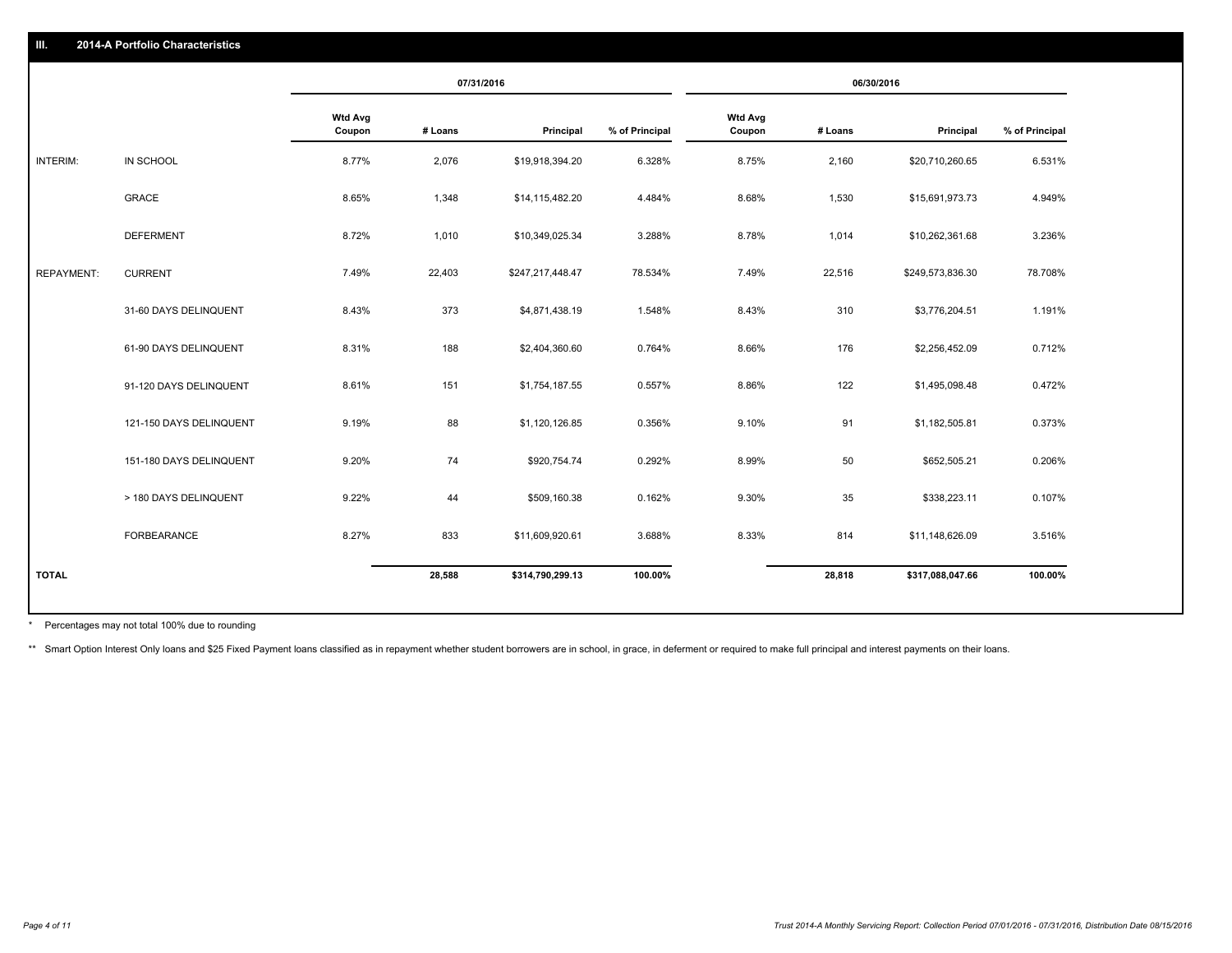## III. 2014-A Portfolio Characteristics

| | | 07/31/2016 | | | | 06/30/2016 | | | |
|---|---|---|---|---|---|---|---|---|---|
| | | Wtd Avg Coupon | # Loans | Principal | % of Principal | Wtd Avg Coupon | # Loans | Principal | % of Principal |
| INTERIM: | IN SCHOOL | 8.77% | 2,076 | $19,918,394.20 | 6.328% | 8.75% | 2,160 | $20,710,260.65 | 6.531% |
| | GRACE | 8.65% | 1,348 | $14,115,482.20 | 4.484% | 8.68% | 1,530 | $15,691,973.73 | 4.949% |
| | DEFERMENT | 8.72% | 1,010 | $10,349,025.34 | 3.288% | 8.78% | 1,014 | $10,262,361.68 | 3.236% |
| REPAYMENT: | CURRENT | 7.49% | 22,403 | $247,217,448.47 | 78.534% | 7.49% | 22,516 | $249,573,836.30 | 78.708% |
| | 31-60 DAYS DELINQUENT | 8.43% | 373 | $4,871,438.19 | 1.548% | 8.43% | 310 | $3,776,204.51 | 1.191% |
| | 61-90 DAYS DELINQUENT | 8.31% | 188 | $2,404,360.60 | 0.764% | 8.66% | 176 | $2,256,452.09 | 0.712% |
| | 91-120 DAYS DELINQUENT | 8.61% | 151 | $1,754,187.55 | 0.557% | 8.86% | 122 | $1,495,098.48 | 0.472% |
| | 121-150 DAYS DELINQUENT | 9.19% | 88 | $1,120,126.85 | 0.356% | 9.10% | 91 | $1,182,505.81 | 0.373% |
| | 151-180 DAYS DELINQUENT | 9.20% | 74 | $920,754.74 | 0.292% | 8.99% | 50 | $652,505.21 | 0.206% |
| | > 180 DAYS DELINQUENT | 9.22% | 44 | $509,160.38 | 0.162% | 9.30% | 35 | $338,223.11 | 0.107% |
| | FORBEARANCE | 8.27% | 833 | $11,609,920.61 | 3.688% | 8.33% | 814 | $11,148,626.09 | 3.516% |
| TOTAL | | | 28,588 | $314,790,299.13 | 100.00% | | 28,818 | $317,088,047.66 | 100.00% |

* Percentages may not total 100% due to rounding

** Smart Option Interest Only loans and $25 Fixed Payment loans classified as in repayment whether student borrowers are in school, in grace, in deferment or required to make full principal and interest payments on their loans.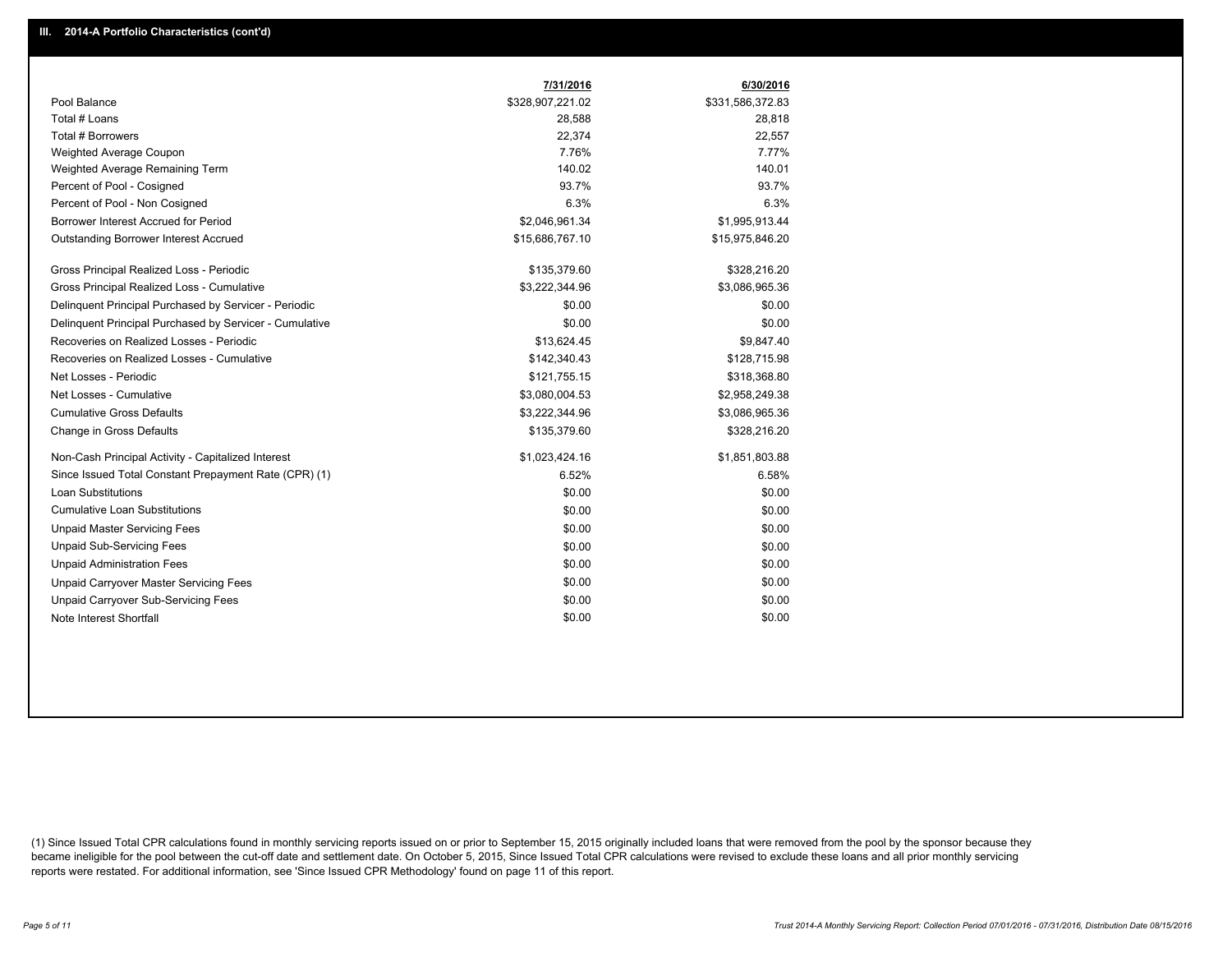### III. 2014-A Portfolio Characteristics (cont'd)

| | 7/31/2016 | 6/30/2016 |
|---|---|---|
| Pool Balance | $328,907,221.02 | $331,586,372.83 |
| Total # Loans | 28,588 | 28,818 |
| Total # Borrowers | 22,374 | 22,557 |
| Weighted Average Coupon | 7.76% | 7.77% |
| Weighted Average Remaining Term | 140.02 | 140.01 |
| Percent of Pool - Cosigned | 93.7% | 93.7% |
| Percent of Pool - Non Cosigned | 6.3% | 6.3% |
| Borrower Interest Accrued for Period | $2,046,961.34 | $1,995,913.44 |
| Outstanding Borrower Interest Accrued | $15,686,767.10 | $15,975,846.20 |
| Gross Principal Realized Loss - Periodic | $135,379.60 | $328,216.20 |
| Gross Principal Realized Loss - Cumulative | $3,222,344.96 | $3,086,965.36 |
| Delinquent Principal Purchased by Servicer - Periodic | $0.00 | $0.00 |
| Delinquent Principal Purchased by Servicer - Cumulative | $0.00 | $0.00 |
| Recoveries on Realized Losses - Periodic | $13,624.45 | $9,847.40 |
| Recoveries on Realized Losses - Cumulative | $142,340.43 | $128,715.98 |
| Net Losses - Periodic | $121,755.15 | $318,368.80 |
| Net Losses - Cumulative | $3,080,004.53 | $2,958,249.38 |
| Cumulative Gross Defaults | $3,222,344.96 | $3,086,965.36 |
| Change in Gross Defaults | $135,379.60 | $328,216.20 |
| Non-Cash Principal Activity - Capitalized Interest | $1,023,424.16 | $1,851,803.88 |
| Since Issued Total Constant Prepayment Rate (CPR) (1) | 6.52% | 6.58% |
| Loan Substitutions | $0.00 | $0.00 |
| Cumulative Loan Substitutions | $0.00 | $0.00 |
| Unpaid Master Servicing Fees | $0.00 | $0.00 |
| Unpaid Sub-Servicing Fees | $0.00 | $0.00 |
| Unpaid Administration Fees | $0.00 | $0.00 |
| Unpaid Carryover Master Servicing Fees | $0.00 | $0.00 |
| Unpaid Carryover Sub-Servicing Fees | $0.00 | $0.00 |
| Note Interest Shortfall | $0.00 | $0.00 |

(1) Since Issued Total CPR calculations found in monthly servicing reports issued on or prior to September 15, 2015 originally included loans that were removed from the pool by the sponsor because they became ineligible for the pool between the cut-off date and settlement date. On October 5, 2015, Since Issued Total CPR calculations were revised to exclude these loans and all prior monthly servicing reports were restated. For additional information, see 'Since Issued CPR Methodology' found on page 11 of this report.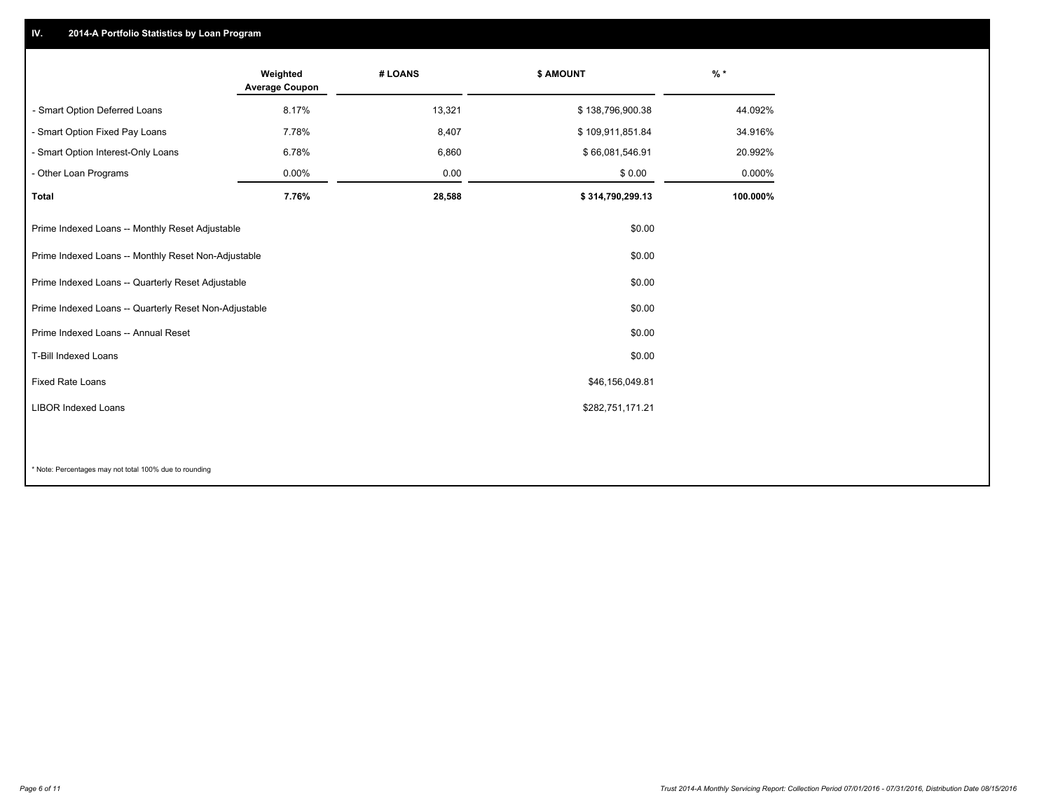## IV. 2014-A Portfolio Statistics by Loan Program

| | Weighted Average Coupon | # LOANS | $ AMOUNT | % * |
|---|---|---|---|---|
| - Smart Option Deferred Loans | 8.17% | 13,321 | $ 138,796,900.38 | 44.092% |
| - Smart Option Fixed Pay Loans | 7.78% | 8,407 | $ 109,911,851.84 | 34.916% |
| - Smart Option Interest-Only Loans | 6.78% | 6,860 | $ 66,081,546.91 | 20.992% |
| - Other Loan Programs | 0.00% | 0.00 | $ 0.00 | 0.000% |
| **Total** | **7.76%** | **28,588** | **$ 314,790,299.13** | **100.000%** |

| | |
|---|---|
| Prime Indexed Loans -- Monthly Reset Adjustable | $0.00 |
| Prime Indexed Loans -- Monthly Reset Non-Adjustable | $0.00 |
| Prime Indexed Loans -- Quarterly Reset Adjustable | $0.00 |
| Prime Indexed Loans -- Quarterly Reset Non-Adjustable | $0.00 |
| Prime Indexed Loans -- Annual Reset | $0.00 |
| T-Bill Indexed Loans | $0.00 |
| Fixed Rate Loans | $46,156,049.81 |
| LIBOR Indexed Loans | $282,751,171.21 |

* Note: Percentages may not total 100% due to rounding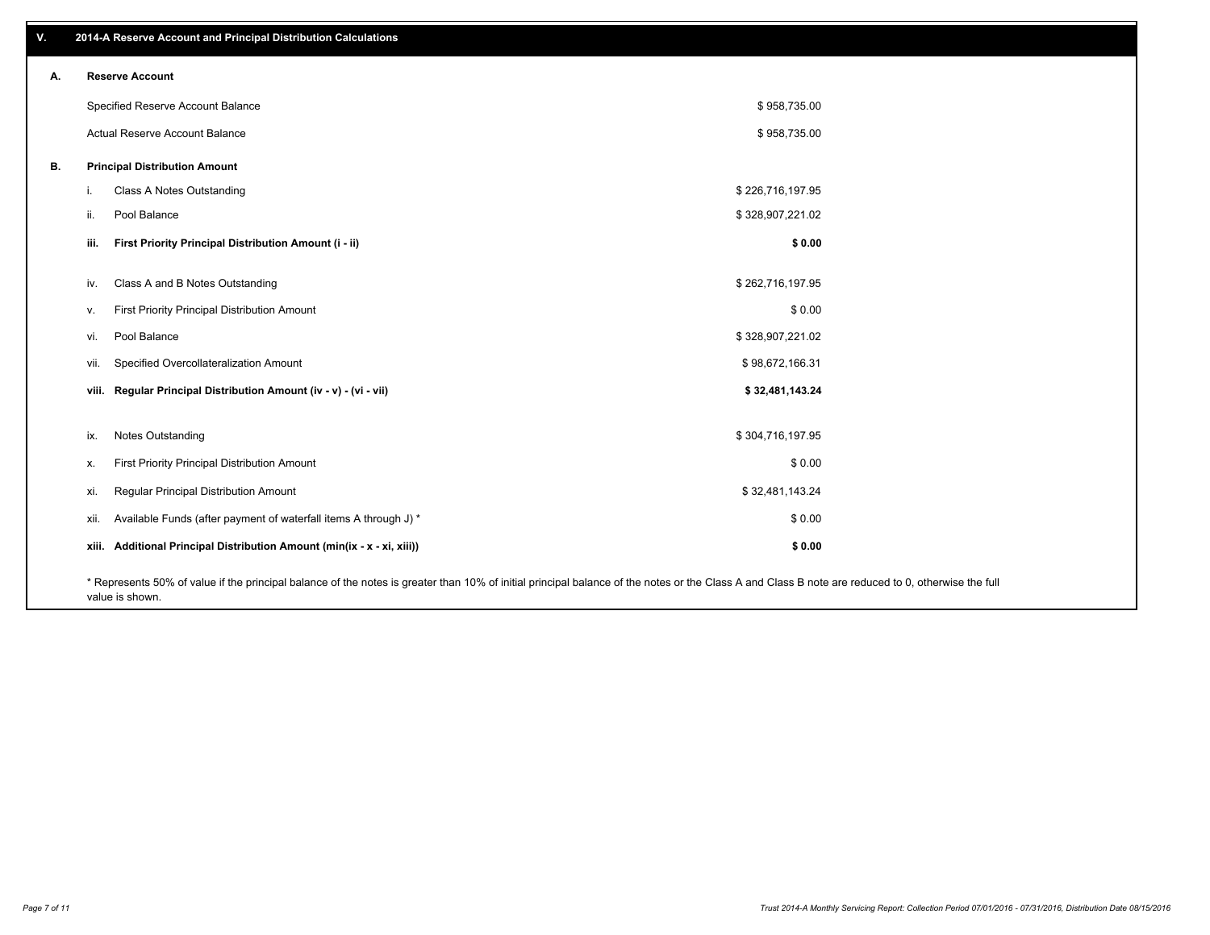## V. 2014-A Reserve Account and Principal Distribution Calculations

### A. Reserve Account

| | |
|---|---|
| Specified Reserve Account Balance | $ 958,735.00 |
| Actual Reserve Account Balance | $ 958,735.00 |

### B. Principal Distribution Amount

| | | |
|---|---|---|
| i. | Class A Notes Outstanding | $ 226,716,197.95 |
| ii. | Pool Balance | $ 328,907,221.02 |
| **iii.** | **First Priority Principal Distribution Amount (i - ii)** | **$ 0.00** |
| iv. | Class A and B Notes Outstanding | $ 262,716,197.95 |
| v. | First Priority Principal Distribution Amount | $ 0.00 |
| vi. | Pool Balance | $ 328,907,221.02 |
| vii. | Specified Overcollateralization Amount | $ 98,672,166.31 |
| **viii.** | **Regular Principal Distribution Amount (iv - v) - (vi - vii)** | **$ 32,481,143.24** |
| ix. | Notes Outstanding | $ 304,716,197.95 |
| x. | First Priority Principal Distribution Amount | $ 0.00 |
| xi. | Regular Principal Distribution Amount | $ 32,481,143.24 |
| xii. | Available Funds (after payment of waterfall items A through J) * | $ 0.00 |
| **xiii.** | **Additional Principal Distribution Amount (min(ix - x - xi, xiii))** | **$ 0.00** |

* Represents 50% of value if the principal balance of the notes is greater than 10% of initial principal balance of the notes or the Class A and Class B note are reduced to 0, otherwise the full value is shown.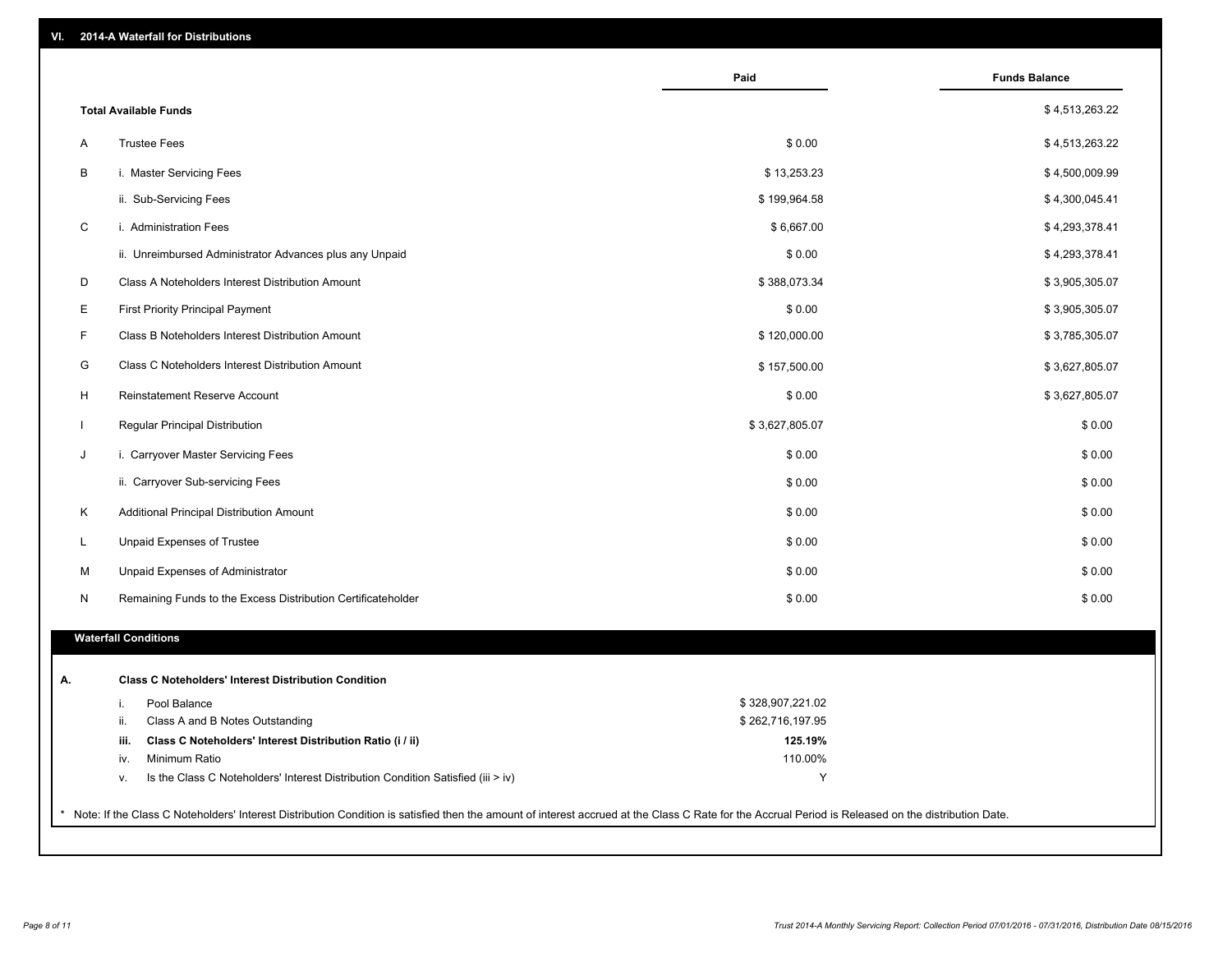## VI. 2014-A Waterfall for Distributions

| | | Paid | Funds Balance |
|---|---|---|---|
| | **Total Available Funds** | | $ 4,513,263.22 |
| A | Trustee Fees | $ 0.00 | $ 4,513,263.22 |
| B | i. Master Servicing Fees | $ 13,253.23 | $ 4,500,009.99 |
| | ii. Sub-Servicing Fees | $ 199,964.58 | $ 4,300,045.41 |
| C | i. Administration Fees | $ 6,667.00 | $ 4,293,378.41 |
| | ii. Unreimbursed Administrator Advances plus any Unpaid | $ 0.00 | $ 4,293,378.41 |
| D | Class A Noteholders Interest Distribution Amount | $ 388,073.34 | $ 3,905,305.07 |
| E | First Priority Principal Payment | $ 0.00 | $ 3,905,305.07 |
| F | Class B Noteholders Interest Distribution Amount | $ 120,000.00 | $ 3,785,305.07 |
| G | Class C Noteholders Interest Distribution Amount | $ 157,500.00 | $ 3,627,805.07 |
| H | Reinstatement Reserve Account | $ 0.00 | $ 3,627,805.07 |
| I | Regular Principal Distribution | $ 3,627,805.07 | $ 0.00 |
| J | i. Carryover Master Servicing Fees | $ 0.00 | $ 0.00 |
| | ii. Carryover Sub-servicing Fees | $ 0.00 | $ 0.00 |
| K | Additional Principal Distribution Amount | $ 0.00 | $ 0.00 |
| L | Unpaid Expenses of Trustee | $ 0.00 | $ 0.00 |
| M | Unpaid Expenses of Administrator | $ 0.00 | $ 0.00 |
| N | Remaining Funds to the Excess Distribution Certificateholder | $ 0.00 | $ 0.00 |

### Waterfall Conditions

| | | |
|---|---|---|
| **A.** | **Class C Noteholders' Interest Distribution Condition** | |
| i. | Pool Balance | $ 328,907,221.02 |
| ii. | Class A and B Notes Outstanding | $ 262,716,197.95 |
| **iii.** | **Class C Noteholders' Interest Distribution Ratio (i / ii)** | **125.19%** |
| iv. | Minimum Ratio | 110.00% |
| v. | Is the Class C Noteholders' Interest Distribution Condition Satisfied (iii > iv) | Y |

* Note: If the Class C Noteholders' Interest Distribution Condition is satisfied then the amount of interest accrued at the Class C Rate for the Accrual Period is Released on the distribution Date.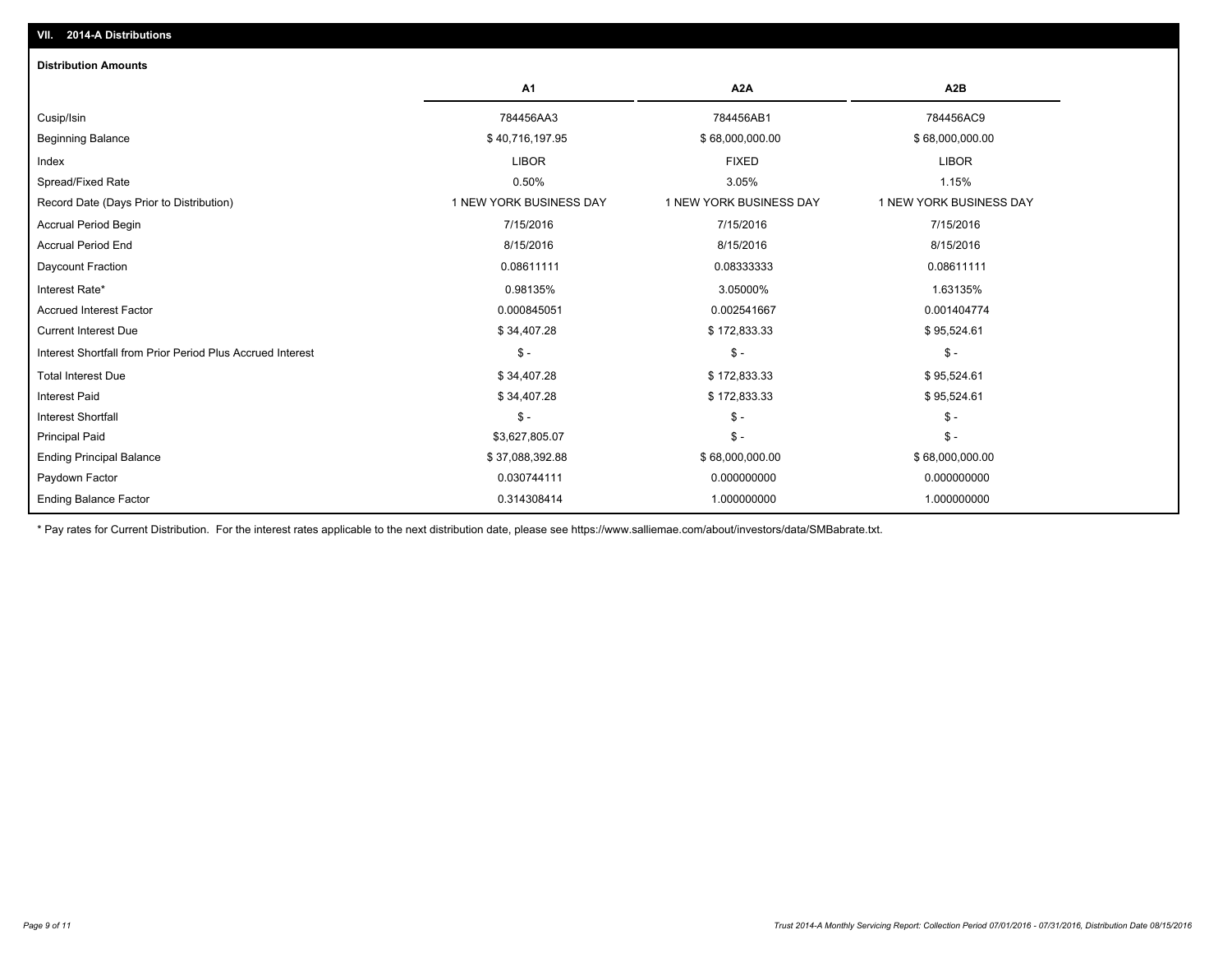## VII. 2014-A Distributions

### Distribution Amounts

| | A1 | A2A | A2B |
|---|---|---|---|
| Cusip/Isin | 784456AA3 | 784456AB1 | 784456AC9 |
| Beginning Balance | $ 40,716,197.95 | $ 68,000,000.00 | $ 68,000,000.00 |
| Index | LIBOR | FIXED | LIBOR |
| Spread/Fixed Rate | 0.50% | 3.05% | 1.15% |
| Record Date (Days Prior to Distribution) | 1 NEW YORK BUSINESS DAY | 1 NEW YORK BUSINESS DAY | 1 NEW YORK BUSINESS DAY |
| Accrual Period Begin | 7/15/2016 | 7/15/2016 | 7/15/2016 |
| Accrual Period End | 8/15/2016 | 8/15/2016 | 8/15/2016 |
| Daycount Fraction | 0.08611111 | 0.08333333 | 0.08611111 |
| Interest Rate* | 0.98135% | 3.05000% | 1.63135% |
| Accrued Interest Factor | 0.000845051 | 0.002541667 | 0.001404774 |
| Current Interest Due | $ 34,407.28 | $ 172,833.33 | $ 95,524.61 |
| Interest Shortfall from Prior Period Plus Accrued Interest | $ - | $ - | $ - |
| Total Interest Due | $ 34,407.28 | $ 172,833.33 | $ 95,524.61 |
| Interest Paid | $ 34,407.28 | $ 172,833.33 | $ 95,524.61 |
| Interest Shortfall | $ - | $ - | $ - |
| Principal Paid | $3,627,805.07 | $ - | $ - |
| Ending Principal Balance | $ 37,088,392.88 | $ 68,000,000.00 | $ 68,000,000.00 |
| Paydown Factor | 0.030744111 | 0.000000000 | 0.000000000 |
| Ending Balance Factor | 0.314308414 | 1.000000000 | 1.000000000 |

* Pay rates for Current Distribution. For the interest rates applicable to the next distribution date, please see https://www.salliemae.com/about/investors/data/SMBabrate.txt.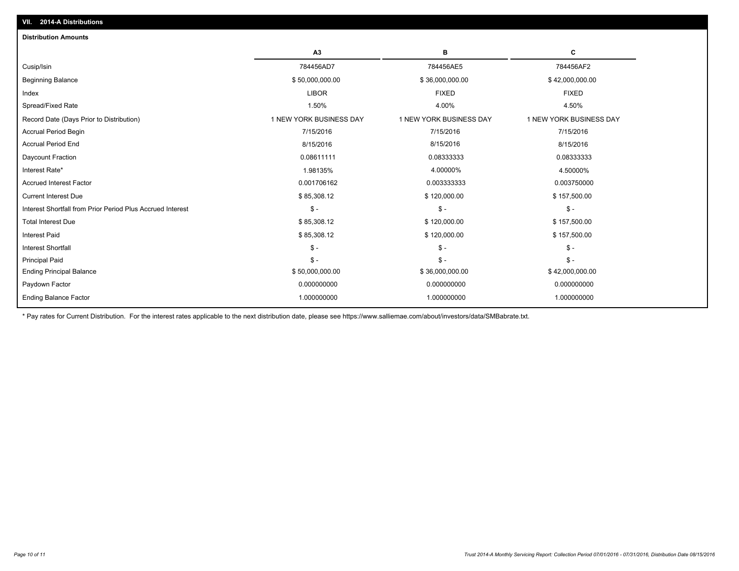## VII. 2014-A Distributions

### Distribution Amounts

| | A3 | B | C |
|---|---|---|---|
| Cusip/Isin | 784456AD7 | 784456AE5 | 784456AF2 |
| Beginning Balance | $ 50,000,000.00 | $ 36,000,000.00 | $ 42,000,000.00 |
| Index | LIBOR | FIXED | FIXED |
| Spread/Fixed Rate | 1.50% | 4.00% | 4.50% |
| Record Date (Days Prior to Distribution) | 1 NEW YORK BUSINESS DAY | 1 NEW YORK BUSINESS DAY | 1 NEW YORK BUSINESS DAY |
| Accrual Period Begin | 7/15/2016 | 7/15/2016 | 7/15/2016 |
| Accrual Period End | 8/15/2016 | 8/15/2016 | 8/15/2016 |
| Daycount Fraction | 0.08611111 | 0.08333333 | 0.08333333 |
| Interest Rate* | 1.98135% | 4.00000% | 4.50000% |
| Accrued Interest Factor | 0.001706162 | 0.003333333 | 0.003750000 |
| Current Interest Due | $ 85,308.12 | $ 120,000.00 | $ 157,500.00 |
| Interest Shortfall from Prior Period Plus Accrued Interest | $ - | $ - | $ - |
| Total Interest Due | $ 85,308.12 | $ 120,000.00 | $ 157,500.00 |
| Interest Paid | $ 85,308.12 | $ 120,000.00 | $ 157,500.00 |
| Interest Shortfall | $ - | $ - | $ - |
| Principal Paid | $ - | $ - | $ - |
| Ending Principal Balance | $ 50,000,000.00 | $ 36,000,000.00 | $ 42,000,000.00 |
| Paydown Factor | 0.000000000 | 0.000000000 | 0.000000000 |
| Ending Balance Factor | 1.000000000 | 1.000000000 | 1.000000000 |

\* Pay rates for Current Distribution. For the interest rates applicable to the next distribution date, please see https://www.salliemae.com/about/investors/data/SMBabrate.txt.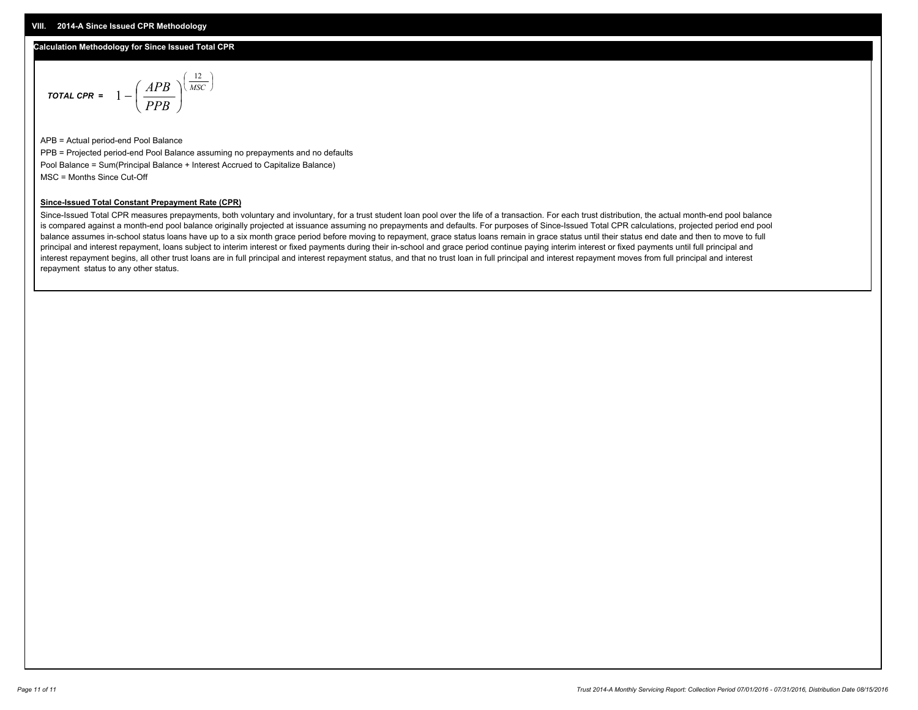## VIII. 2014-A Since Issued CPR Methodology

### Calculation Methodology for Since Issued Total CPR

***TOTAL CPR =*** $$1 - \left( \frac{APB}{PPB} \right)^{\left( \frac{12}{MSC} \right)}$$

APB = Actual period-end Pool Balance

PPB = Projected period-end Pool Balance assuming no prepayments and no defaults

Pool Balance = Sum(Principal Balance + Interest Accrued to Capitalize Balance)

MSC = Months Since Cut-Off

**Since-Issued Total Constant Prepayment Rate (CPR)**

Since-Issued Total CPR measures prepayments, both voluntary and involuntary, for a trust student loan pool over the life of a transaction. For each trust distribution, the actual month-end pool balance is compared against a month-end pool balance originally projected at issuance assuming no prepayments and defaults. For purposes of Since-Issued Total CPR calculations, projected period end pool balance assumes in-school status loans have up to a six month grace period before moving to repayment, grace status loans remain in grace status until their status end date and then to move to full principal and interest repayment, loans subject to interim interest or fixed payments during their in-school and grace period continue paying interim interest or fixed payments until full principal and interest repayment begins, all other trust loans are in full principal and interest repayment status, and that no trust loan in full principal and interest repayment moves from full principal and interest repayment status to any other status.